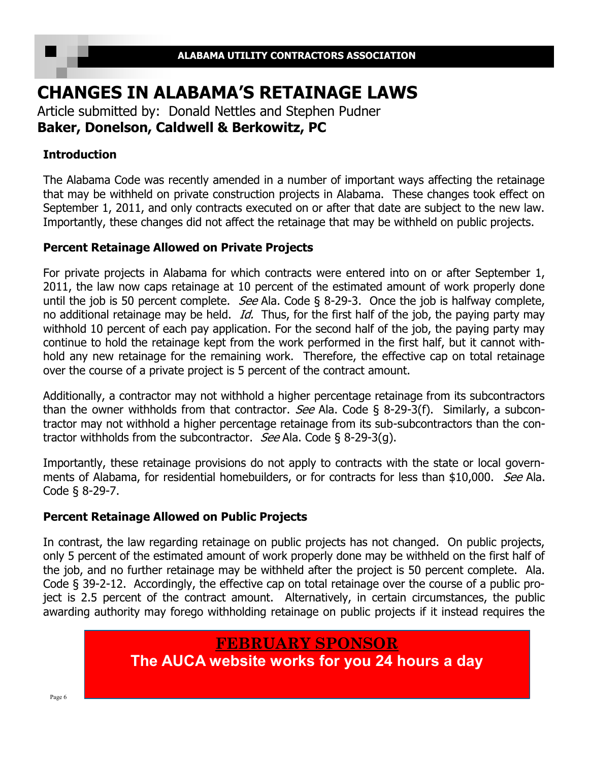# CHANGES IN ALABAMA'S RETAINAGE LAWS

Article submitted by: Donald Nettles and Stephen Pudner
**Baker, Donelson, Caldwell & Berkowitz, PC**

## Introduction

The Alabama Code was recently amended in a number of important ways affecting the retainage that may be withheld on private construction projects in Alabama. These changes took effect on September 1, 2011, and only contracts executed on or after that date are subject to the new law. Importantly, these changes did not affect the retainage that may be withheld on public projects.

## Percent Retainage Allowed on Private Projects

For private projects in Alabama for which contracts were entered into on or after September 1, 2011, the law now caps retainage at 10 percent of the estimated amount of work properly done until the job is 50 percent complete. *See* Ala. Code § 8-29-3. Once the job is halfway complete, no additional retainage may be held. *Id.* Thus, for the first half of the job, the paying party may withhold 10 percent of each pay application. For the second half of the job, the paying party may continue to hold the retainage kept from the work performed in the first half, but it cannot withhold any new retainage for the remaining work. Therefore, the effective cap on total retainage over the course of a private project is 5 percent of the contract amount.

Additionally, a contractor may not withhold a higher percentage retainage from its subcontractors than the owner withholds from that contractor. *See* Ala. Code § 8-29-3(f). Similarly, a subcontractor may not withhold a higher percentage retainage from its sub-subcontractors than the contractor withholds from the subcontractor. *See* Ala. Code § 8-29-3(g).

Importantly, these retainage provisions do not apply to contracts with the state or local governments of Alabama, for residential homebuilders, or for contracts for less than $10,000. *See* Ala. Code § 8-29-7.

## Percent Retainage Allowed on Public Projects

In contrast, the law regarding retainage on public projects has not changed. On public projects, only 5 percent of the estimated amount of work properly done may be withheld on the first half of the job, and no further retainage may be withheld after the project is 50 percent complete. Ala. Code § 39-2-12. Accordingly, the effective cap on total retainage over the course of a public project is 2.5 percent of the contract amount. Alternatively, in certain circumstances, the public awarding authority may forego withholding retainage on public projects if it instead requires the

**FEBRUARY SPONSOR**
**The AUCA website works for you 24 hours a day**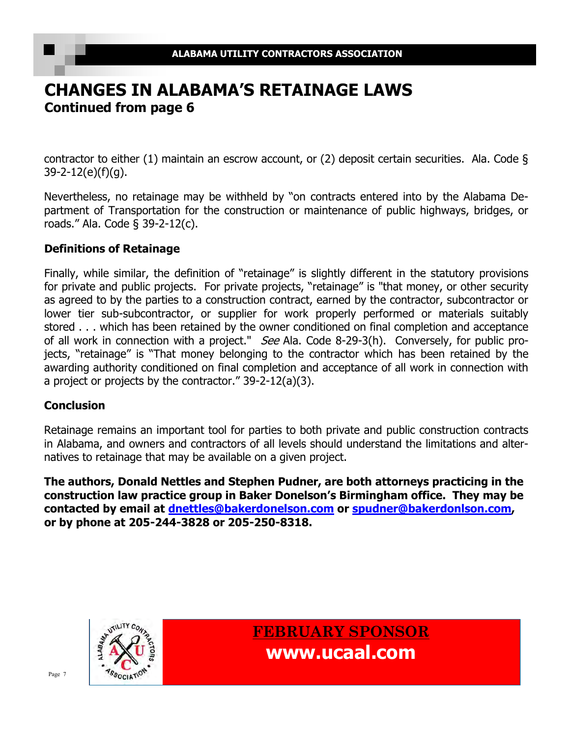# CHANGES IN ALABAMA'S RETAINAGE LAWS

**Continued from page 6**

contractor to either (1) maintain an escrow account, or (2) deposit certain securities. Ala. Code § 39-2-12(e)(f)(g).

Nevertheless, no retainage may be withheld by "on contracts entered into by the Alabama Department of Transportation for the construction or maintenance of public highways, bridges, or roads." Ala. Code § 39-2-12(c).

### Definitions of Retainage

Finally, while similar, the definition of "retainage" is slightly different in the statutory provisions for private and public projects. For private projects, "retainage" is "that money, or other security as agreed to by the parties to a construction contract, earned by the contractor, subcontractor or lower tier sub-subcontractor, or supplier for work properly performed or materials suitably stored . . . which has been retained by the owner conditioned on final completion and acceptance of all work in connection with a project." *See* Ala. Code 8-29-3(h). Conversely, for public projects, "retainage" is "That money belonging to the contractor which has been retained by the awarding authority conditioned on final completion and acceptance of all work in connection with a project or projects by the contractor." 39-2-12(a)(3).

### Conclusion

Retainage remains an important tool for parties to both private and public construction contracts in Alabama, and owners and contractors of all levels should understand the limitations and alternatives to retainage that may be available on a given project.

**The authors, Donald Nettles and Stephen Pudner, are both attorneys practicing in the construction law practice group in Baker Donelson's Birmingham office. They may be contacted by email at dnettles@bakerdonelson.com or spudner@bakerdonlson.com, or by phone at 205-244-3828 or 205-250-8318.**

**FEBRUARY SPONSOR**

**www.ucaal.com**